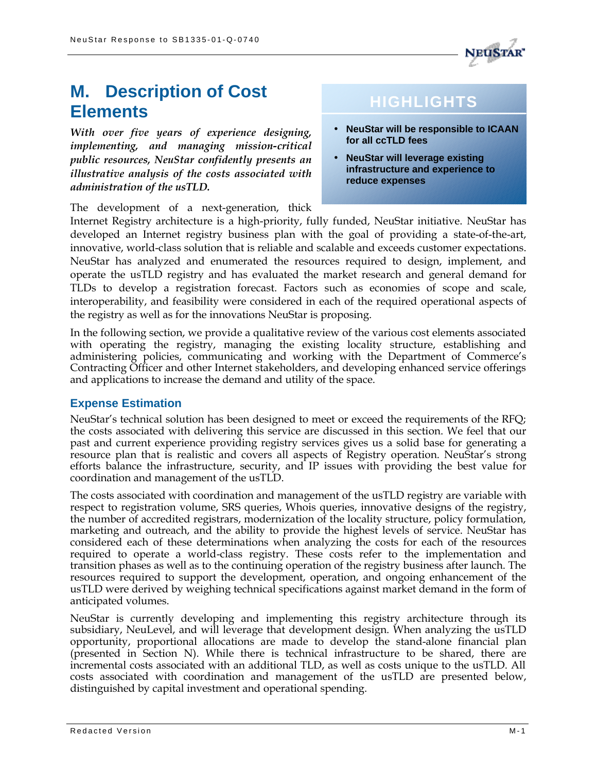# M. Description of Cost Elements

***With over five years of experience designing, implementing, and managing mission-critical public resources, NeuStar confidently presents an illustrative analysis of the costs associated with administration of the usTLD.***

> **HIGHLIGHTS**
>
> - **NeuStar will be responsible to ICAAN for all ccTLD fees**
> - **NeuStar will leverage existing infrastructure and experience to reduce expenses**

The development of a next-generation, thick Internet Registry architecture is a high-priority, fully funded, NeuStar initiative. NeuStar has developed an Internet registry business plan with the goal of providing a state-of-the-art, innovative, world-class solution that is reliable and scalable and exceeds customer expectations. NeuStar has analyzed and enumerated the resources required to design, implement, and operate the usTLD registry and has evaluated the market research and general demand for TLDs to develop a registration forecast. Factors such as economies of scope and scale, interoperability, and feasibility were considered in each of the required operational aspects of the registry as well as for the innovations NeuStar is proposing.

In the following section, we provide a qualitative review of the various cost elements associated with operating the registry, managing the existing locality structure, establishing and administering policies, communicating and working with the Department of Commerce's Contracting Officer and other Internet stakeholders, and developing enhanced service offerings and applications to increase the demand and utility of the space.

## Expense Estimation

NeuStar's technical solution has been designed to meet or exceed the requirements of the RFQ; the costs associated with delivering this service are discussed in this section. We feel that our past and current experience providing registry services gives us a solid base for generating a resource plan that is realistic and covers all aspects of Registry operation. NeuStar's strong efforts balance the infrastructure, security, and IP issues with providing the best value for coordination and management of the usTLD.

The costs associated with coordination and management of the usTLD registry are variable with respect to registration volume, SRS queries, Whois queries, innovative designs of the registry, the number of accredited registrars, modernization of the locality structure, policy formulation, marketing and outreach, and the ability to provide the highest levels of service. NeuStar has considered each of these determinations when analyzing the costs for each of the resources required to operate a world-class registry. These costs refer to the implementation and transition phases as well as to the continuing operation of the registry business after launch. The resources required to support the development, operation, and ongoing enhancement of the usTLD were derived by weighing technical specifications against market demand in the form of anticipated volumes.

NeuStar is currently developing and implementing this registry architecture through its subsidiary, NeuLevel, and will leverage that development design. When analyzing the usTLD opportunity, proportional allocations are made to develop the stand-alone financial plan (presented in Section N). While there is technical infrastructure to be shared, there are incremental costs associated with an additional TLD, as well as costs unique to the usTLD. All costs associated with coordination and management of the usTLD are presented below, distinguished by capital investment and operational spending.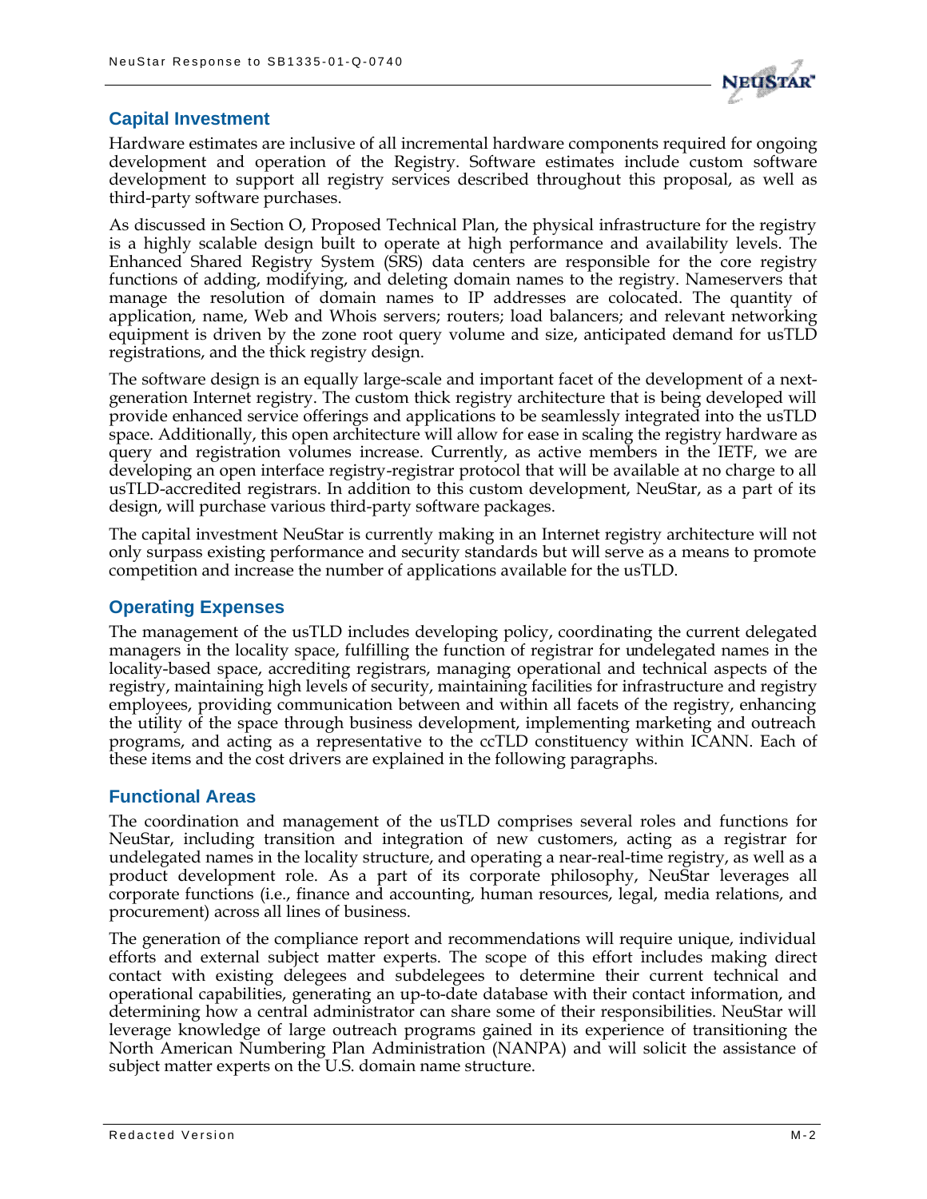## Capital Investment

Hardware estimates are inclusive of all incremental hardware components required for ongoing development and operation of the Registry. Software estimates include custom software development to support all registry services described throughout this proposal, as well as third-party software purchases.

As discussed in Section O, Proposed Technical Plan, the physical infrastructure for the registry is a highly scalable design built to operate at high performance and availability levels. The Enhanced Shared Registry System (SRS) data centers are responsible for the core registry functions of adding, modifying, and deleting domain names to the registry. Nameservers that manage the resolution of domain names to IP addresses are colocated. The quantity of application, name, Web and Whois servers; routers; load balancers; and relevant networking equipment is driven by the zone root query volume and size, anticipated demand for usTLD registrations, and the thick registry design.

The software design is an equally large-scale and important facet of the development of a next-generation Internet registry. The custom thick registry architecture that is being developed will provide enhanced service offerings and applications to be seamlessly integrated into the usTLD space. Additionally, this open architecture will allow for ease in scaling the registry hardware as query and registration volumes increase. Currently, as active members in the IETF, we are developing an open interface registry-registrar protocol that will be available at no charge to all usTLD-accredited registrars. In addition to this custom development, NeuStar, as a part of its design, will purchase various third-party software packages.

The capital investment NeuStar is currently making in an Internet registry architecture will not only surpass existing performance and security standards but will serve as a means to promote competition and increase the number of applications available for the usTLD.

## Operating Expenses

The management of the usTLD includes developing policy, coordinating the current delegated managers in the locality space, fulfilling the function of registrar for undelegated names in the locality-based space, accrediting registrars, managing operational and technical aspects of the registry, maintaining high levels of security, maintaining facilities for infrastructure and registry employees, providing communication between and within all facets of the registry, enhancing the utility of the space through business development, implementing marketing and outreach programs, and acting as a representative to the ccTLD constituency within ICANN. Each of these items and the cost drivers are explained in the following paragraphs.

## Functional Areas

The coordination and management of the usTLD comprises several roles and functions for NeuStar, including transition and integration of new customers, acting as a registrar for undelegated names in the locality structure, and operating a near-real-time registry, as well as a product development role. As a part of its corporate philosophy, NeuStar leverages all corporate functions (i.e., finance and accounting, human resources, legal, media relations, and procurement) across all lines of business.

The generation of the compliance report and recommendations will require unique, individual efforts and external subject matter experts. The scope of this effort includes making direct contact with existing delegees and subdelegees to determine their current technical and operational capabilities, generating an up-to-date database with their contact information, and determining how a central administrator can share some of their responsibilities. NeuStar will leverage knowledge of large outreach programs gained in its experience of transitioning the North American Numbering Plan Administration (NANPA) and will solicit the assistance of subject matter experts on the U.S. domain name structure.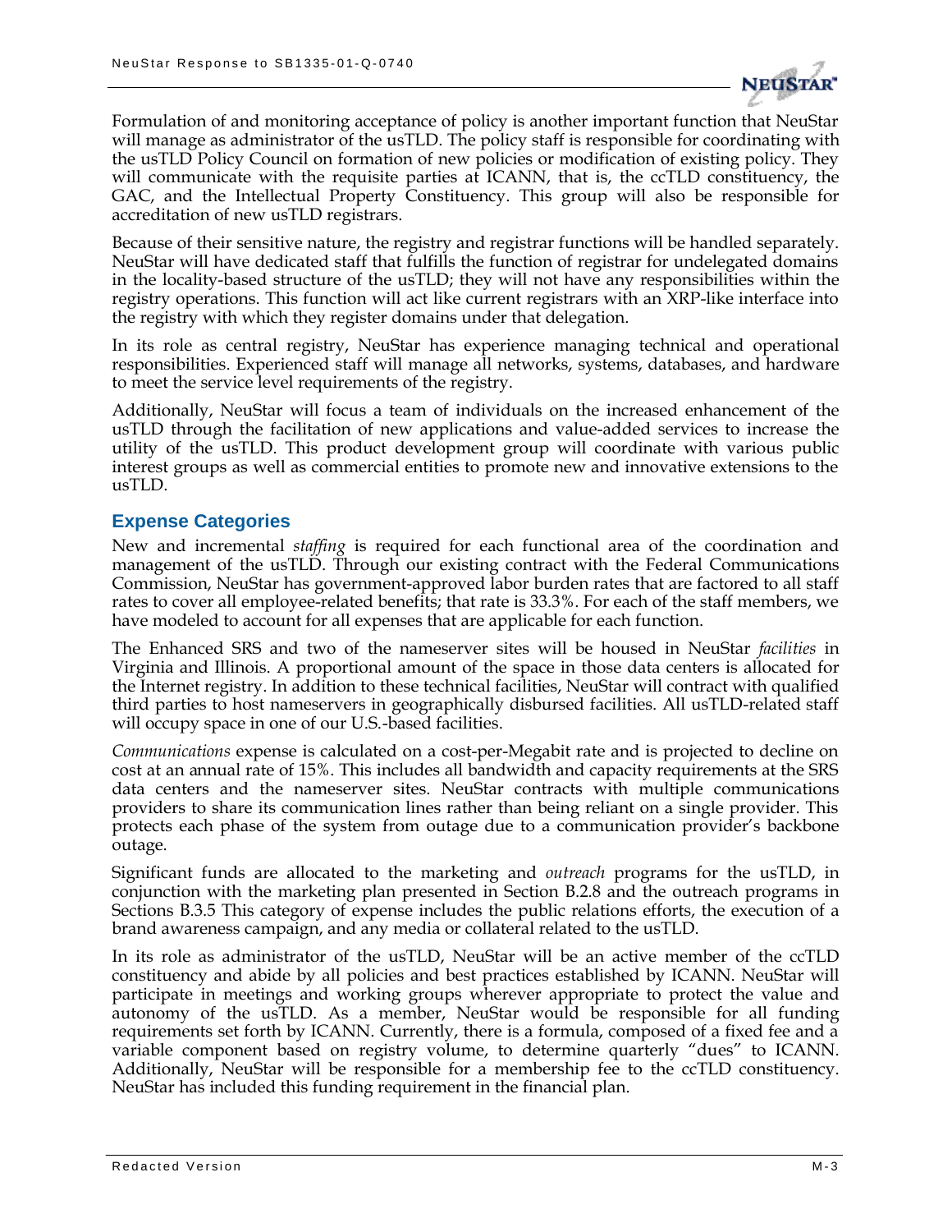Formulation of and monitoring acceptance of policy is another important function that NeuStar will manage as administrator of the usTLD. The policy staff is responsible for coordinating with the usTLD Policy Council on formation of new policies or modification of existing policy. They will communicate with the requisite parties at ICANN, that is, the ccTLD constituency, the GAC, and the Intellectual Property Constituency. This group will also be responsible for accreditation of new usTLD registrars.

Because of their sensitive nature, the registry and registrar functions will be handled separately. NeuStar will have dedicated staff that fulfills the function of registrar for undelegated domains in the locality-based structure of the usTLD; they will not have any responsibilities within the registry operations. This function will act like current registrars with an XRP-like interface into the registry with which they register domains under that delegation.

In its role as central registry, NeuStar has experience managing technical and operational responsibilities. Experienced staff will manage all networks, systems, databases, and hardware to meet the service level requirements of the registry.

Additionally, NeuStar will focus a team of individuals on the increased enhancement of the usTLD through the facilitation of new applications and value-added services to increase the utility of the usTLD. This product development group will coordinate with various public interest groups as well as commercial entities to promote new and innovative extensions to the usTLD.

## Expense Categories

New and incremental *staffing* is required for each functional area of the coordination and management of the usTLD. Through our existing contract with the Federal Communications Commission, NeuStar has government-approved labor burden rates that are factored to all staff rates to cover all employee-related benefits; that rate is 33.3%. For each of the staff members, we have modeled to account for all expenses that are applicable for each function.

The Enhanced SRS and two of the nameserver sites will be housed in NeuStar *facilities* in Virginia and Illinois. A proportional amount of the space in those data centers is allocated for the Internet registry. In addition to these technical facilities, NeuStar will contract with qualified third parties to host nameservers in geographically disbursed facilities. All usTLD-related staff will occupy space in one of our U.S.-based facilities.

*Communications* expense is calculated on a cost-per-Megabit rate and is projected to decline on cost at an annual rate of 15%. This includes all bandwidth and capacity requirements at the SRS data centers and the nameserver sites. NeuStar contracts with multiple communications providers to share its communication lines rather than being reliant on a single provider. This protects each phase of the system from outage due to a communication provider's backbone outage.

Significant funds are allocated to the marketing and *outreach* programs for the usTLD, in conjunction with the marketing plan presented in Section B.2.8 and the outreach programs in Sections B.3.5 This category of expense includes the public relations efforts, the execution of a brand awareness campaign, and any media or collateral related to the usTLD.

In its role as administrator of the usTLD, NeuStar will be an active member of the ccTLD constituency and abide by all policies and best practices established by ICANN. NeuStar will participate in meetings and working groups wherever appropriate to protect the value and autonomy of the usTLD. As a member, NeuStar would be responsible for all funding requirements set forth by ICANN. Currently, there is a formula, composed of a fixed fee and a variable component based on registry volume, to determine quarterly "dues" to ICANN. Additionally, NeuStar will be responsible for a membership fee to the ccTLD constituency. NeuStar has included this funding requirement in the financial plan.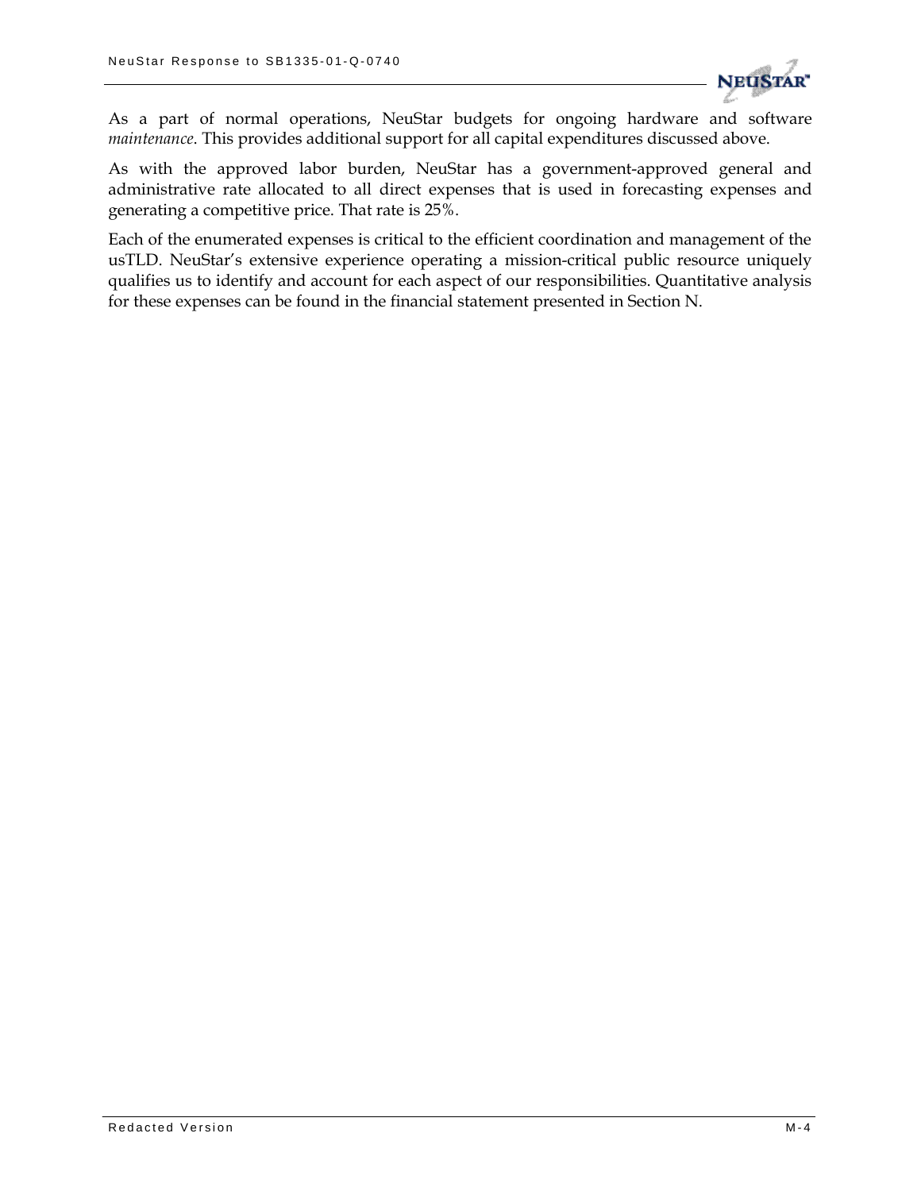As a part of normal operations, NeuStar budgets for ongoing hardware and software *maintenance*. This provides additional support for all capital expenditures discussed above.

As with the approved labor burden, NeuStar has a government-approved general and administrative rate allocated to all direct expenses that is used in forecasting expenses and generating a competitive price. That rate is 25%.

Each of the enumerated expenses is critical to the efficient coordination and management of the usTLD. NeuStar's extensive experience operating a mission-critical public resource uniquely qualifies us to identify and account for each aspect of our responsibilities. Quantitative analysis for these expenses can be found in the financial statement presented in Section N.